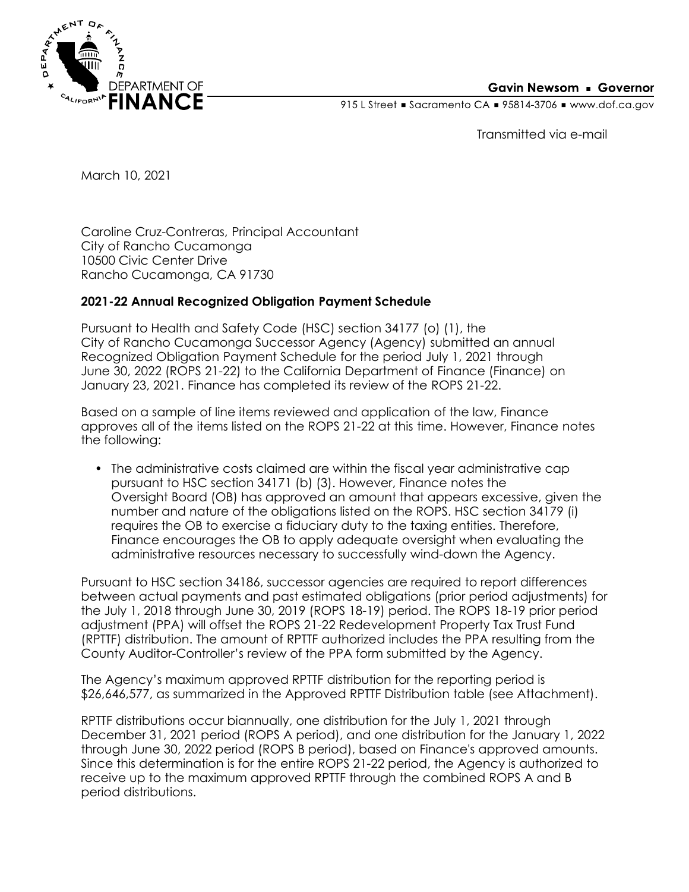Gavin Newsom ▪ Governor

915 L Street ▪ Sacramento CA ▪ 95814-3706 ▪ www.dof.ca.gov

Transmitted via e-mail

March 10, 2021

Caroline Cruz-Contreras, Principal Accountant
City of Rancho Cucamonga
10500 Civic Center Drive
Rancho Cucamonga, CA 91730

**2021-22 Annual Recognized Obligation Payment Schedule**

Pursuant to Health and Safety Code (HSC) section 34177 (o) (1), the City of Rancho Cucamonga Successor Agency (Agency) submitted an annual Recognized Obligation Payment Schedule for the period July 1, 2021 through June 30, 2022 (ROPS 21-22) to the California Department of Finance (Finance) on January 23, 2021. Finance has completed its review of the ROPS 21-22.

Based on a sample of line items reviewed and application of the law, Finance approves all of the items listed on the ROPS 21-22 at this time. However, Finance notes the following:

- The administrative costs claimed are within the fiscal year administrative cap pursuant to HSC section 34171 (b) (3). However, Finance notes the Oversight Board (OB) has approved an amount that appears excessive, given the number and nature of the obligations listed on the ROPS. HSC section 34179 (i) requires the OB to exercise a fiduciary duty to the taxing entities. Therefore, Finance encourages the OB to apply adequate oversight when evaluating the administrative resources necessary to successfully wind-down the Agency.

Pursuant to HSC section 34186, successor agencies are required to report differences between actual payments and past estimated obligations (prior period adjustments) for the July 1, 2018 through June 30, 2019 (ROPS 18-19) period. The ROPS 18-19 prior period adjustment (PPA) will offset the ROPS 21-22 Redevelopment Property Tax Trust Fund (RPTTF) distribution. The amount of RPTTF authorized includes the PPA resulting from the County Auditor-Controller's review of the PPA form submitted by the Agency.

The Agency's maximum approved RPTTF distribution for the reporting period is $26,646,577, as summarized in the Approved RPTTF Distribution table (see Attachment).

RPTTF distributions occur biannually, one distribution for the July 1, 2021 through December 31, 2021 period (ROPS A period), and one distribution for the January 1, 2022 through June 30, 2022 period (ROPS B period), based on Finance's approved amounts. Since this determination is for the entire ROPS 21-22 period, the Agency is authorized to receive up to the maximum approved RPTTF through the combined ROPS A and B period distributions.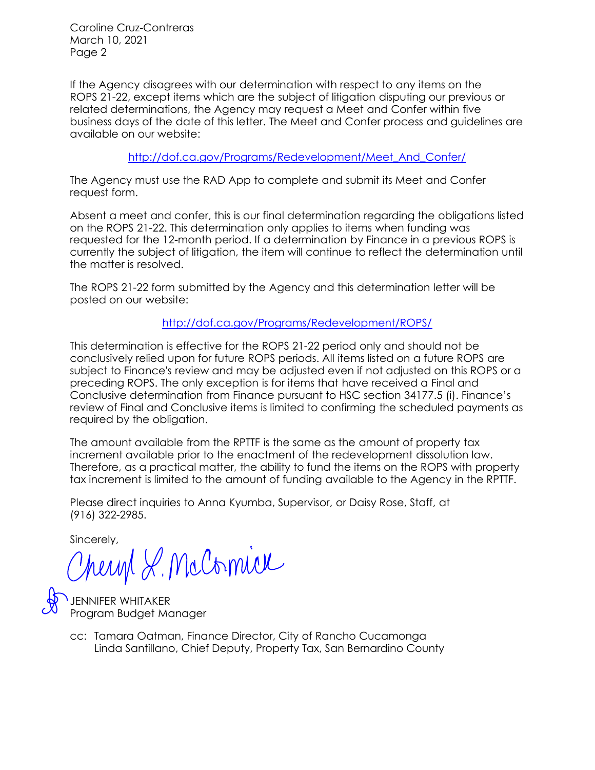If the Agency disagrees with our determination with respect to any items on the ROPS 21-22, except items which are the subject of litigation disputing our previous or related determinations, the Agency may request a Meet and Confer within five business days of the date of this letter. The Meet and Confer process and guidelines are available on our website:

http://dof.ca.gov/Programs/Redevelopment/Meet_And_Confer/

The Agency must use the RAD App to complete and submit its Meet and Confer request form.

Absent a meet and confer, this is our final determination regarding the obligations listed on the ROPS 21-22. This determination only applies to items when funding was requested for the 12-month period. If a determination by Finance in a previous ROPS is currently the subject of litigation, the item will continue to reflect the determination until the matter is resolved.

The ROPS 21-22 form submitted by the Agency and this determination letter will be posted on our website:

http://dof.ca.gov/Programs/Redevelopment/ROPS/

This determination is effective for the ROPS 21-22 period only and should not be conclusively relied upon for future ROPS periods. All items listed on a future ROPS are subject to Finance's review and may be adjusted even if not adjusted on this ROPS or a preceding ROPS. The only exception is for items that have received a Final and Conclusive determination from Finance pursuant to HSC section 34177.5 (i). Finance's review of Final and Conclusive items is limited to confirming the scheduled payments as required by the obligation.

The amount available from the RPTTF is the same as the amount of property tax increment available prior to the enactment of the redevelopment dissolution law. Therefore, as a practical matter, the ability to fund the items on the ROPS with property tax increment is limited to the amount of funding available to the Agency in the RPTTF.

Please direct inquiries to Anna Kyumba, Supervisor, or Daisy Rose, Staff, at (916) 322-2985.

Sincerely,

Cheryl L. McCormick

JENNIFER WHITAKER
Program Budget Manager

cc: Tamara Oatman, Finance Director, City of Rancho Cucamonga
    Linda Santillano, Chief Deputy, Property Tax, San Bernardino County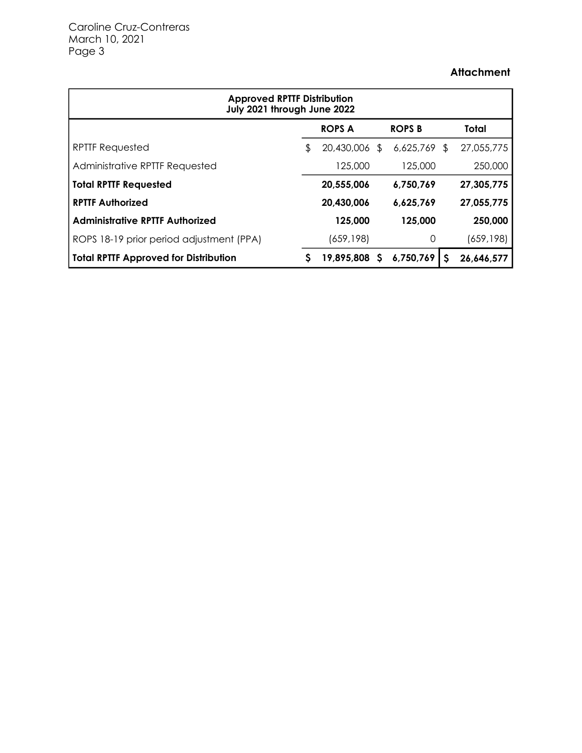**Attachment**

| Approved RPTTF Distribution July 2021 through June 2022 | | | |
|---|---|---|---|
| | ROPS A | ROPS B | Total |
| RPTTF Requested | $ 20,430,006 | $ 6,625,769 | $ 27,055,775 |
| Administrative RPTTF Requested | 125,000 | 125,000 | 250,000 |
| **Total RPTTF Requested** | **20,555,006** | **6,750,769** | **27,305,775** |
| **RPTTF Authorized** | **20,430,006** | **6,625,769** | **27,055,775** |
| **Administrative RPTTF Authorized** | **125,000** | **125,000** | **250,000** |
| ROPS 18-19 prior period adjustment (PPA) | (659,198) | 0 | (659,198) |
| **Total RPTTF Approved for Distribution** | **$ 19,895,808** | **$ 6,750,769** | **$ 26,646,577** |